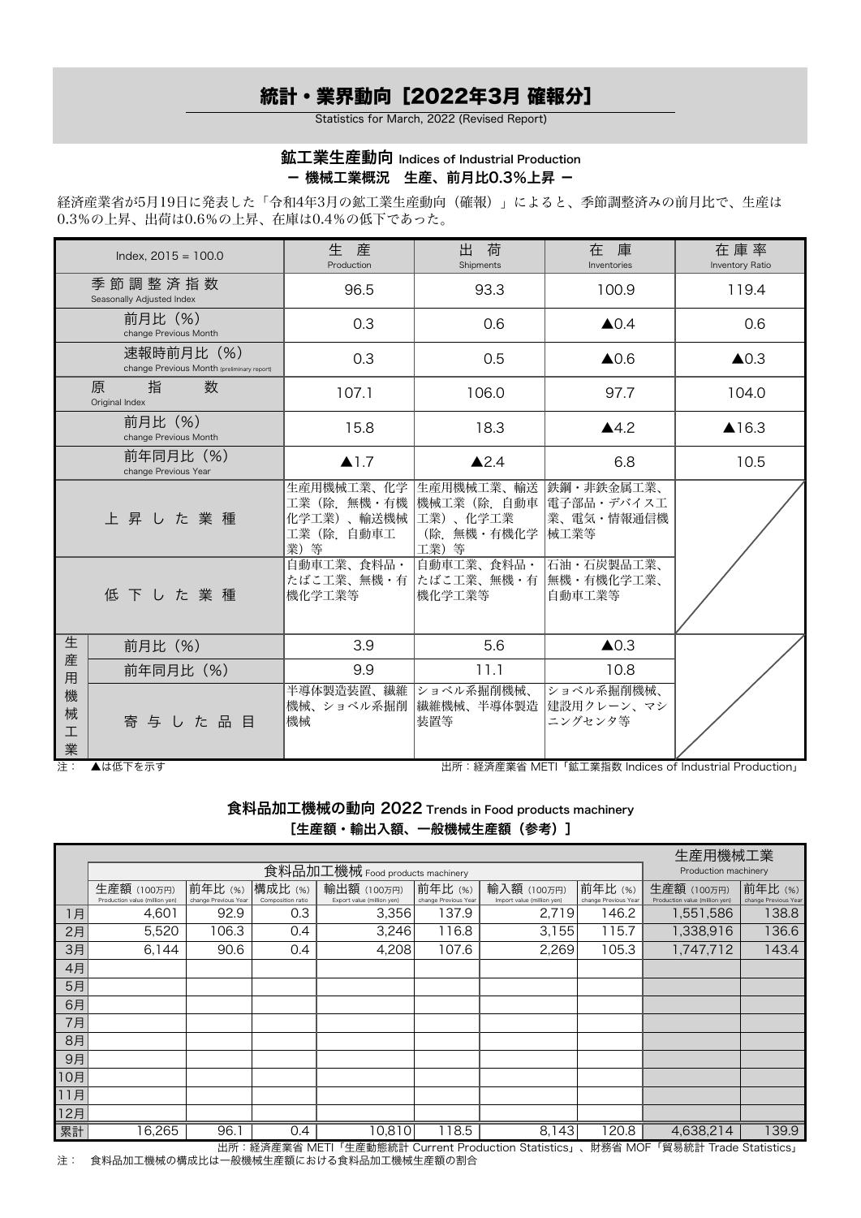# 統計・業界動向［2022年3月 確報分］

Statistics for March, 2022 (Revised Report)

## 鉱工業生産動向 Indices of Industrial Production

### ー 機械工業概況　生産、前月比0.3%上昇 ー

経済産業省が5月19日に発表した「令和4年3月の鉱工業生産動向（確報）」によると、季節調整済みの前月比で、生産は0.3%の上昇、出荷は0.6%の上昇、在庫は0.4%の低下であった。

| Index, 2015 = 100.0 | | 生　産 Production | 出　荷 Shipments | 在　庫 Inventories | 在庫率 Inventory Ratio |
|---|---|---|---|---|---|
| 季節調整済指数 Seasonally Adjusted Index | | 96.5 | 93.3 | 100.9 | 119.4 |
| 前月比（%） change Previous Month | | 0.3 | 0.6 | ▲0.4 | 0.6 |
| 速報時前月比（%） change Previous Month (preliminary report) | | 0.3 | 0.5 | ▲0.6 | ▲0.3 |
| 原指数 Original Index | | 107.1 | 106.0 | 97.7 | 104.0 |
| 前月比（%） change Previous Month | | 15.8 | 18.3 | ▲4.2 | ▲16.3 |
| 前年同月比（%） change Previous Year | | ▲1.7 | ▲2.4 | 6.8 | 10.5 |
| 上昇した業種 | | 生産用機械工業、化学工業（除. 無機・有機化学工業）、輸送機械工業（除. 自動車工業）等 | 生産用機械工業、輸送機械工業（除. 自動車工業）、化学工業（除. 無機・有機化学工業）等 | 鉄鋼・非鉄金属工業、電子部品・デバイス工業、電気・情報通信機械工業等 | |
| 低下した業種 | | 自動車工業、食料品・たばこ工業、無機・有機化学工業等 | 自動車工業、食料品・たばこ工業、無機・有機化学工業等 | 石油・石炭製品工業、無機・有機化学工業、自動車工業等 | |
| 生産用機械工業 | 前月比（%） | 3.9 | 5.6 | ▲0.3 | |
| | 前年同月比（%） | 9.9 | 11.1 | 10.8 | |
| | 寄与した品目 | 半導体製造装置、繊維機械、ショベル系掘削機械 | ショベル系掘削機械、繊維機械、半導体製造装置等 | ショベル系掘削機械、建設用クレーン、マシニングセンタ等 | |

注：　▲は低下を示す

出所：経済産業省 METI「鉱工業指数 Indices of Industrial Production」

## 食料品加工機械の動向 2022 Trends in Food products machinery

### ［生産額・輸出入額、一般機械生産額（参考）］

| | 食料品加工機械 Food products machinery | | | | | | | 生産用機械工業 Production machinery | |
|---|---|---|---|---|---|---|---|---|---|
| | 生産額（100万円） Production value (million yen) | 前年比（%） change Previous Year | 構成比（%） Composition ratio | 輸出額（100万円） Export value (million yen) | 前年比（%） change Previous Year | 輸入額（100万円） Import value (million yen) | 前年比（%） change Previous Year | 生産額（100万円） Production value (million yen) | 前年比（%） change Previous Year |
| 1月 | 4,601 | 92.9 | 0.3 | 3,356 | 137.9 | 2,719 | 146.2 | 1,551,586 | 138.8 |
| 2月 | 5,520 | 106.3 | 0.4 | 3,246 | 116.8 | 3,155 | 115.7 | 1,338,916 | 136.6 |
| 3月 | 6,144 | 90.6 | 0.4 | 4,208 | 107.6 | 2,269 | 105.3 | 1,747,712 | 143.4 |
| 4月 | | | | | | | | | |
| 5月 | | | | | | | | | |
| 6月 | | | | | | | | | |
| 7月 | | | | | | | | | |
| 8月 | | | | | | | | | |
| 9月 | | | | | | | | | |
| 10月 | | | | | | | | | |
| 11月 | | | | | | | | | |
| 12月 | | | | | | | | | |
| 累計 | 16,265 | 96.1 | 0.4 | 10,810 | 118.5 | 8,143 | 120.8 | 4,638,214 | 139.9 |

出所：経済産業省 METI「生産動態統計 Current Production Statistics」、財務省 MOF「貿易統計 Trade Statistics」

注：　食料品加工機械の構成比は一般機械生産額における食料品加工機械生産額の割合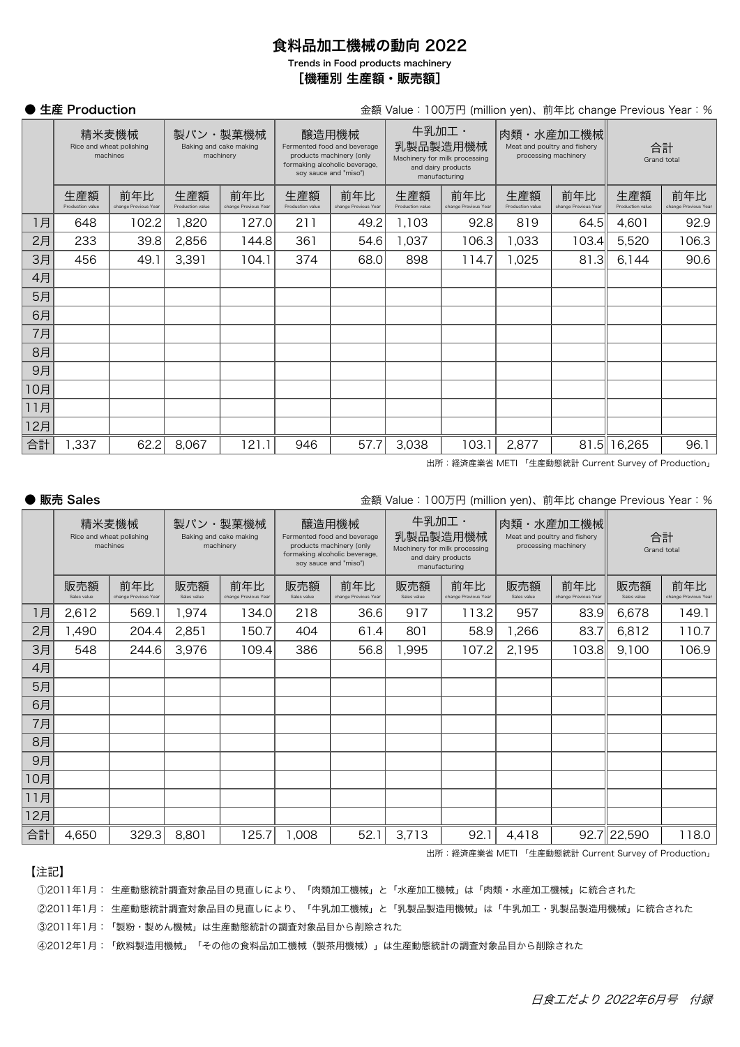# 食料品加工機械の動向 2022

Trends in Food products machinery

［機種別 生産額・販売額］

## ● 生産 Production

金額 Value：100万円 (million yen)、前年比 change Previous Year：%

| | 精米麦機械 Rice and wheat polishing machines | | 製パン・製菓機械 Baking and cake making machinery | | 醸造用機械 Fermented food and beverage products machinery (only formaking alcoholic beverage, soy sauce and "miso") | | 牛乳加工・乳製品製造用機械 Machinery for milk processing and dairy products manufacturing | | 肉類・水産加工機械 Meat and poultry and fishery processing machinery | | 合計 Grand total | |
|---|---|---|---|---|---|---|---|---|---|---|---|---|
| | 生産額 Production value | 前年比 change Previous Year | 生産額 Production value | 前年比 change Previous Year | 生産額 Production value | 前年比 change Previous Year | 生産額 Production value | 前年比 change Previous Year | 生産額 Production value | 前年比 change Previous Year | 生産額 Production value | 前年比 change Previous Year |
| 1月 | 648 | 102.2 | 1,820 | 127.0 | 211 | 49.2 | 1,103 | 92.8 | 819 | 64.5 | 4,601 | 92.9 |
| 2月 | 233 | 39.8 | 2,856 | 144.8 | 361 | 54.6 | 1,037 | 106.3 | 1,033 | 103.4 | 5,520 | 106.3 |
| 3月 | 456 | 49.1 | 3,391 | 104.1 | 374 | 68.0 | 898 | 114.7 | 1,025 | 81.3 | 6,144 | 90.6 |
| 4月 | | | | | | | | | | | | |
| 5月 | | | | | | | | | | | | |
| 6月 | | | | | | | | | | | | |
| 7月 | | | | | | | | | | | | |
| 8月 | | | | | | | | | | | | |
| 9月 | | | | | | | | | | | | |
| 10月 | | | | | | | | | | | | |
| 11月 | | | | | | | | | | | | |
| 12月 | | | | | | | | | | | | |
| 合計 | 1,337 | 62.2 | 8,067 | 121.1 | 946 | 57.7 | 3,038 | 103.1 | 2,877 | 81.5 | 16,265 | 96.1 |

出所：経済産業省 METI 「生産動態統計 Current Survey of Production」

## ● 販売 Sales

金額 Value：100万円 (million yen)、前年比 change Previous Year：%

| | 精米麦機械 Rice and wheat polishing machines | | 製パン・製菓機械 Baking and cake making machinery | | 醸造用機械 Fermented food and beverage products machinery (only formaking alcoholic beverage, soy sauce and "miso") | | 牛乳加工・乳製品製造用機械 Machinery for milk processing and dairy products manufacturing | | 肉類・水産加工機械 Meat and poultry and fishery processing machinery | | 合計 Grand total | |
|---|---|---|---|---|---|---|---|---|---|---|---|---|
| | 販売額 Sales value | 前年比 change Previous Year | 販売額 Sales value | 前年比 change Previous Year | 販売額 Sales value | 前年比 change Previous Year | 販売額 Sales value | 前年比 change Previous Year | 販売額 Sales value | 前年比 change Previous Year | 販売額 Sales value | 前年比 change Previous Year |
| 1月 | 2,612 | 569.1 | 1,974 | 134.0 | 218 | 36.6 | 917 | 113.2 | 957 | 83.9 | 6,678 | 149.1 |
| 2月 | 1,490 | 204.4 | 2,851 | 150.7 | 404 | 61.4 | 801 | 58.9 | 1,266 | 83.7 | 6,812 | 110.7 |
| 3月 | 548 | 244.6 | 3,976 | 109.4 | 386 | 56.8 | 1,995 | 107.2 | 2,195 | 103.8 | 9,100 | 106.9 |
| 4月 | | | | | | | | | | | | |
| 5月 | | | | | | | | | | | | |
| 6月 | | | | | | | | | | | | |
| 7月 | | | | | | | | | | | | |
| 8月 | | | | | | | | | | | | |
| 9月 | | | | | | | | | | | | |
| 10月 | | | | | | | | | | | | |
| 11月 | | | | | | | | | | | | |
| 12月 | | | | | | | | | | | | |
| 合計 | 4,650 | 329.3 | 8,801 | 125.7 | 1,008 | 52.1 | 3,713 | 92.1 | 4,418 | 92.7 | 22,590 | 118.0 |

出所：経済産業省 METI 「生産動態統計 Current Survey of Production」

【注記】

①2011年1月： 生産動態統計調査対象品目の見直しにより、「肉類加工機械」と「水産加工機械」は「肉類・水産加工機械」に統合された

②2011年1月： 生産動態統計調査対象品目の見直しにより、「牛乳加工機械」と「乳製品製造用機械」は「牛乳加工・乳製品製造用機械」に統合された

③2011年1月：「製粉・製めん機械」は生産動態統計の調査対象品目から削除された

④2012年1月：「飲料製造用機械」「その他の食料品加工機械（製茶用機械）」は生産動態統計の調査対象品目から削除された

*日食工だより 2022年6月号　付録*